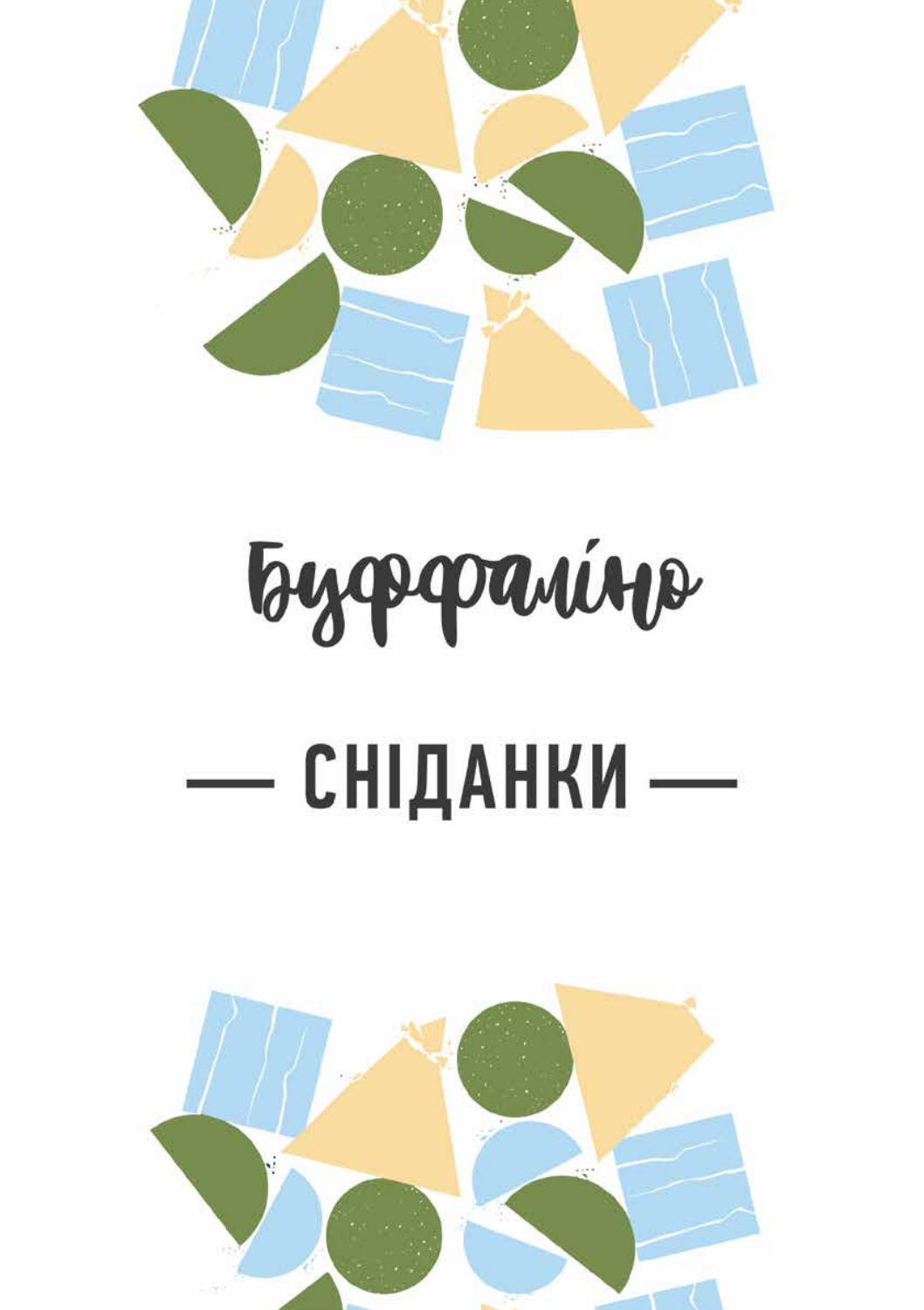# Буффаліно

## — СНІДАНКИ —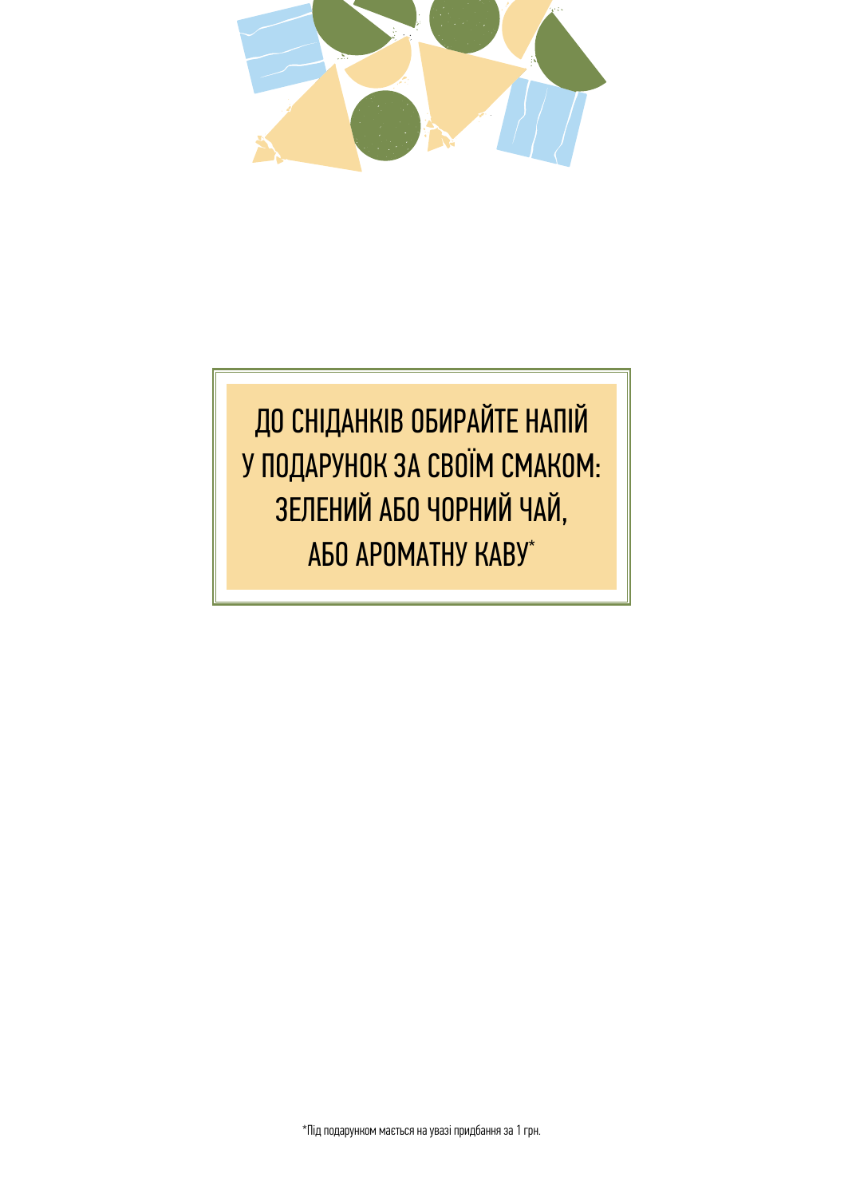ДО СНІДАНКІВ ОБИРАЙТЕ НАПІЙ
У ПОДАРУНОК ЗА СВОЇМ СМАКОМ:
ЗЕЛЕНИЙ АБО ЧОРНИЙ ЧАЙ,
АБО АРОМАТНУ КАВУ*

*Під подарунком мається на увазі придбання за 1 грн.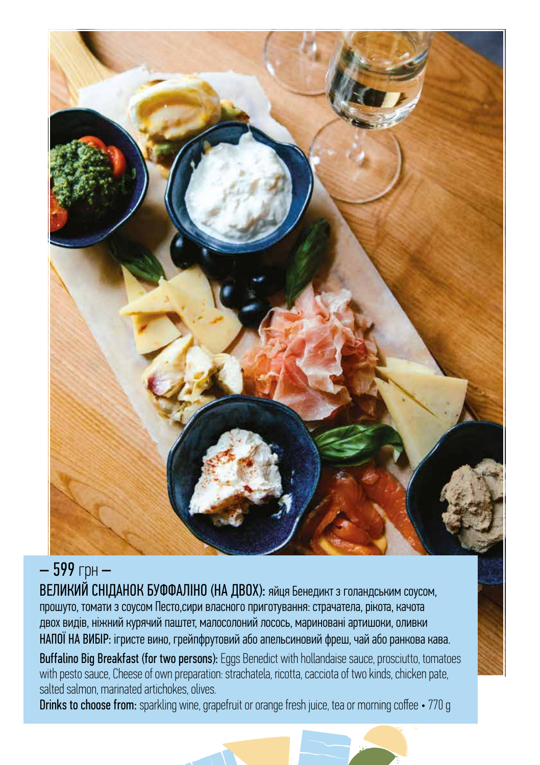– 599 грн –

**ВЕЛИКИЙ СНІДАНОК БУФФАЛІНО (НА ДВОХ):** яйця Бенедикт з голандським соусом, прошуто, томати з соусом Песто,сири власного приготування: страчатела, рікота, качота двох видів, ніжний курячий паштет, малосолоний лосось, мариновані артишоки, оливки

**НАПОЇ НА ВИБІР:** ігристе вино, грейпфрутовий або апельсиновий фреш, чай або ранкова кава.

**Buffalino Big Breakfast (for two persons):** Eggs Benedict with hollandaise sauce, prosciutto, tomatoes with pesto sauce, Cheese of own preparation: strachatela, ricotta, cacciota of two kinds, chicken pate, salted salmon, marinated artichokes, olives.

**Drinks to choose from:** sparkling wine, grapefruit or orange fresh juice, tea or morning coffee • 770 g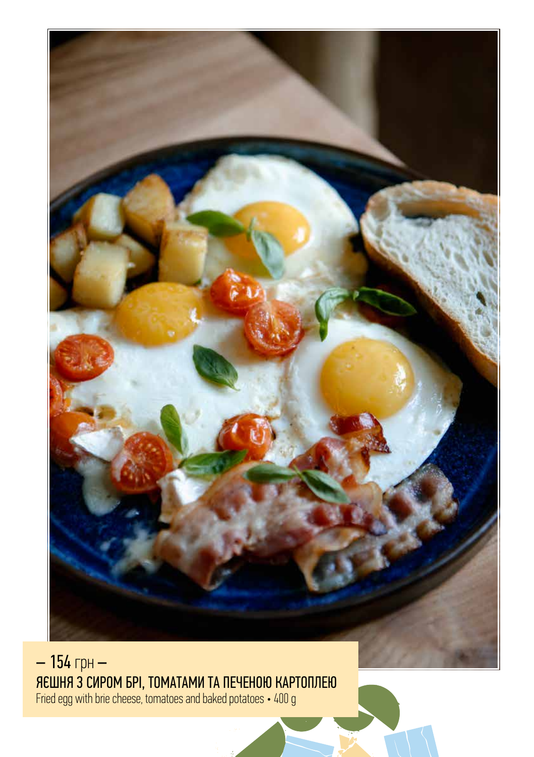– 154 грн –

**ЯЄШНЯ З СИРОМ БРІ, ТОМАТАМИ ТА ПЕЧЕНОЮ КАРТОПЛЕЮ**

Fried egg with brie cheese, tomatoes and baked potatoes • 400 g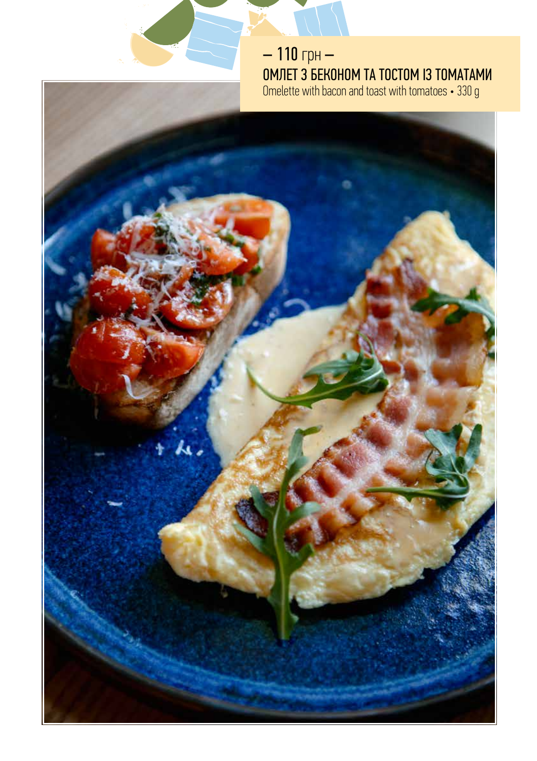– 110 грн –

**ОМЛЕТ З БЕКОНОМ ТА ТОСТОМ ІЗ ТОМАТАМИ**

Omelette with bacon and toast with tomatoes • 330 g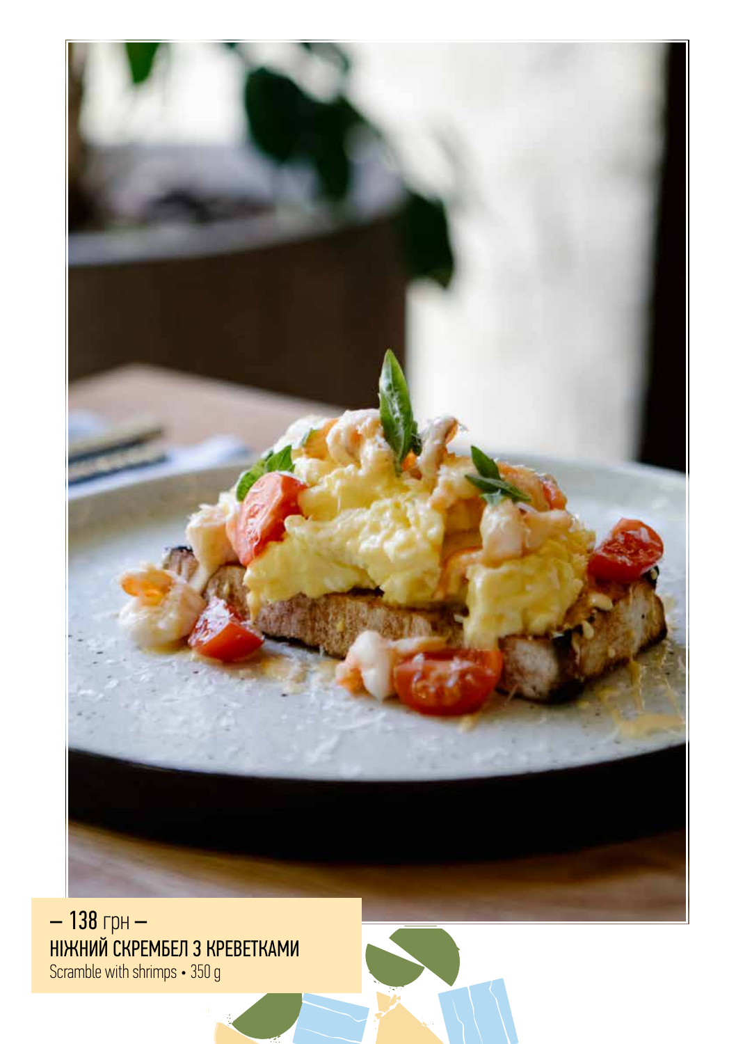– 138 грн –

**НІЖНИЙ СКРЕМБЕЛ З КРЕВЕТКАМИ**

Scramble with shrimps • 350 g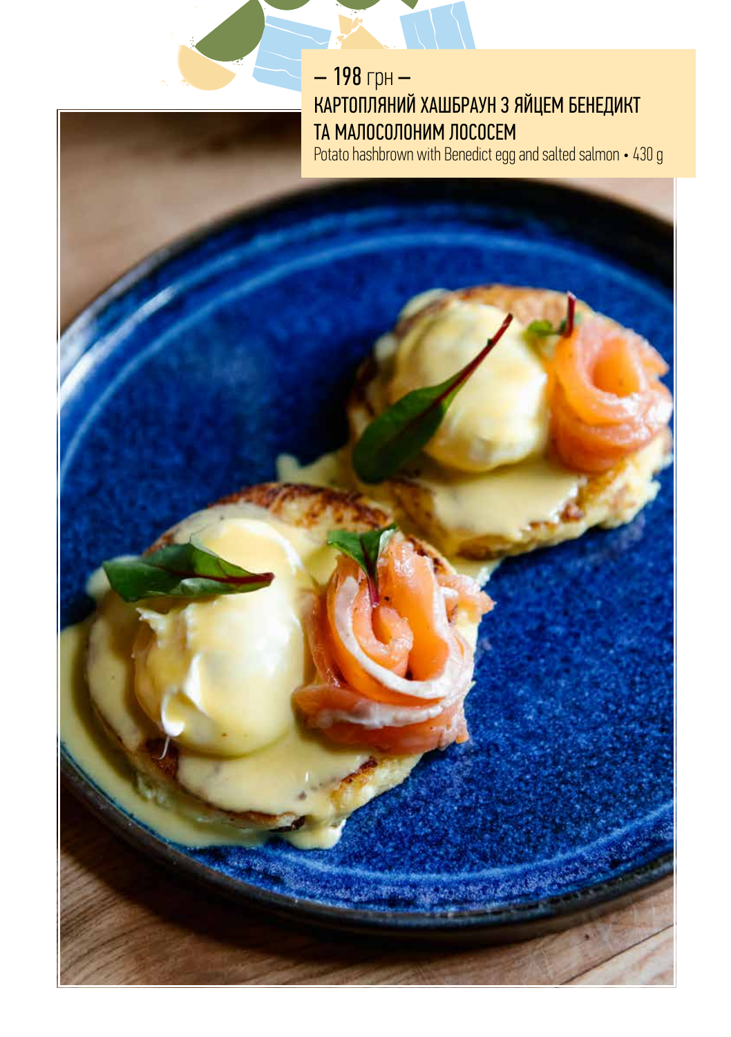– 198 грн –

**КАРТОПЛЯНИЙ ХАШБРАУН З ЯЙЦЕМ БЕНЕДИКТ ТА МАЛОСОЛОНИМ ЛОСОСЕМ**

Potato hashbrown with Benedict egg and salted salmon • 430 g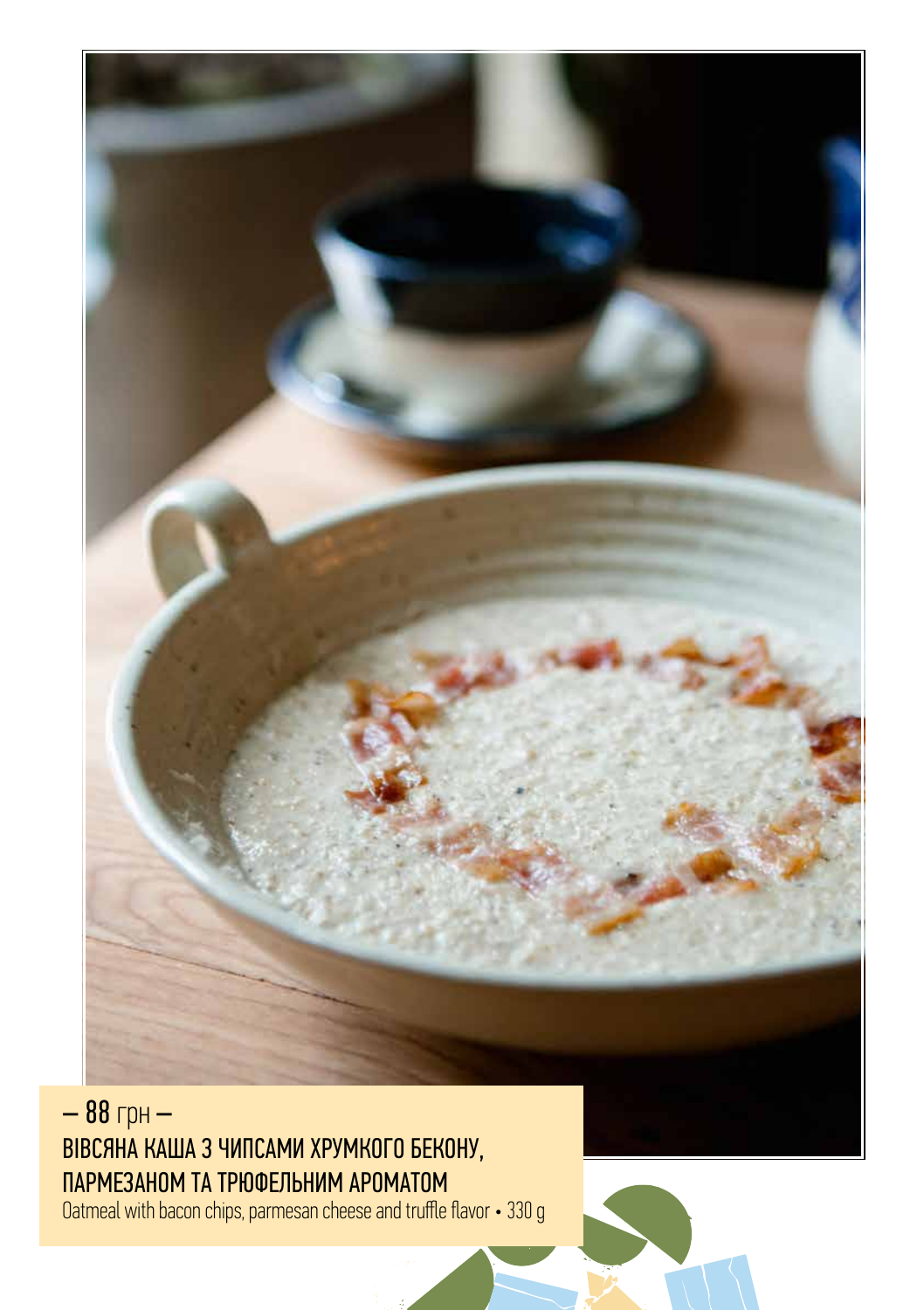– 88 грн –

**ВІВСЯНА КАША З ЧИПСАМИ ХРУМКОГО БЕКОНУ, ПАРМЕЗАНОМ ТА ТРЮФЕЛЬНИМ АРОМАТОМ**

Oatmeal with bacon chips, parmesan cheese and truffle flavor • 330 g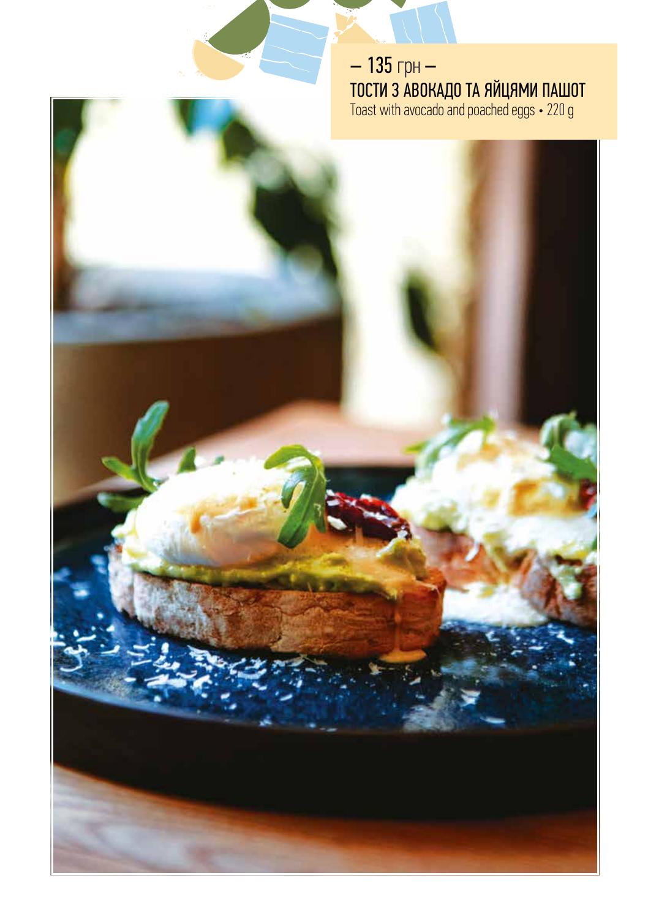– 135 грн –

**ТОСТИ З АВОКАДО ТА ЯЙЦЯМИ ПАШОТ**

Toast with avocado and poached eggs • 220 g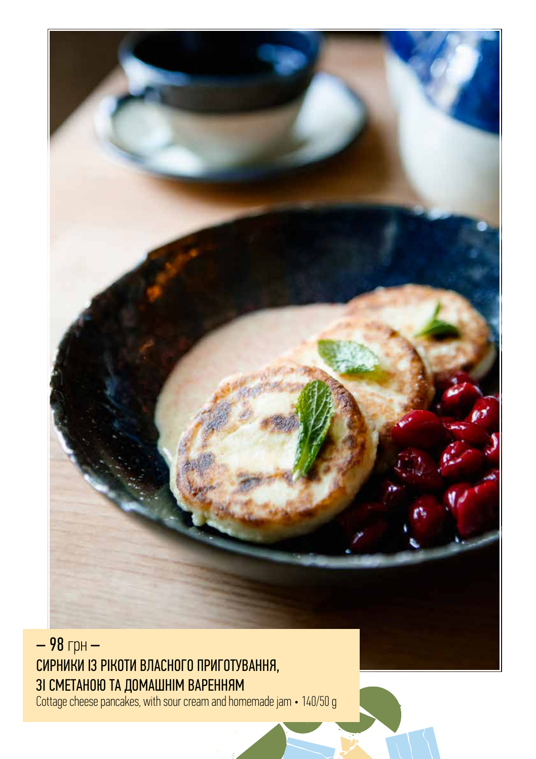– 98 грн –

СИРНИКИ ІЗ РІКОТИ ВЛАСНОГО ПРИГОТУВАННЯ, ЗІ СМЕТАНОЮ ТА ДОМАШНІМ ВАРЕННЯМ

Cottage cheese pancakes, with sour cream and homemade jam • 140/50 g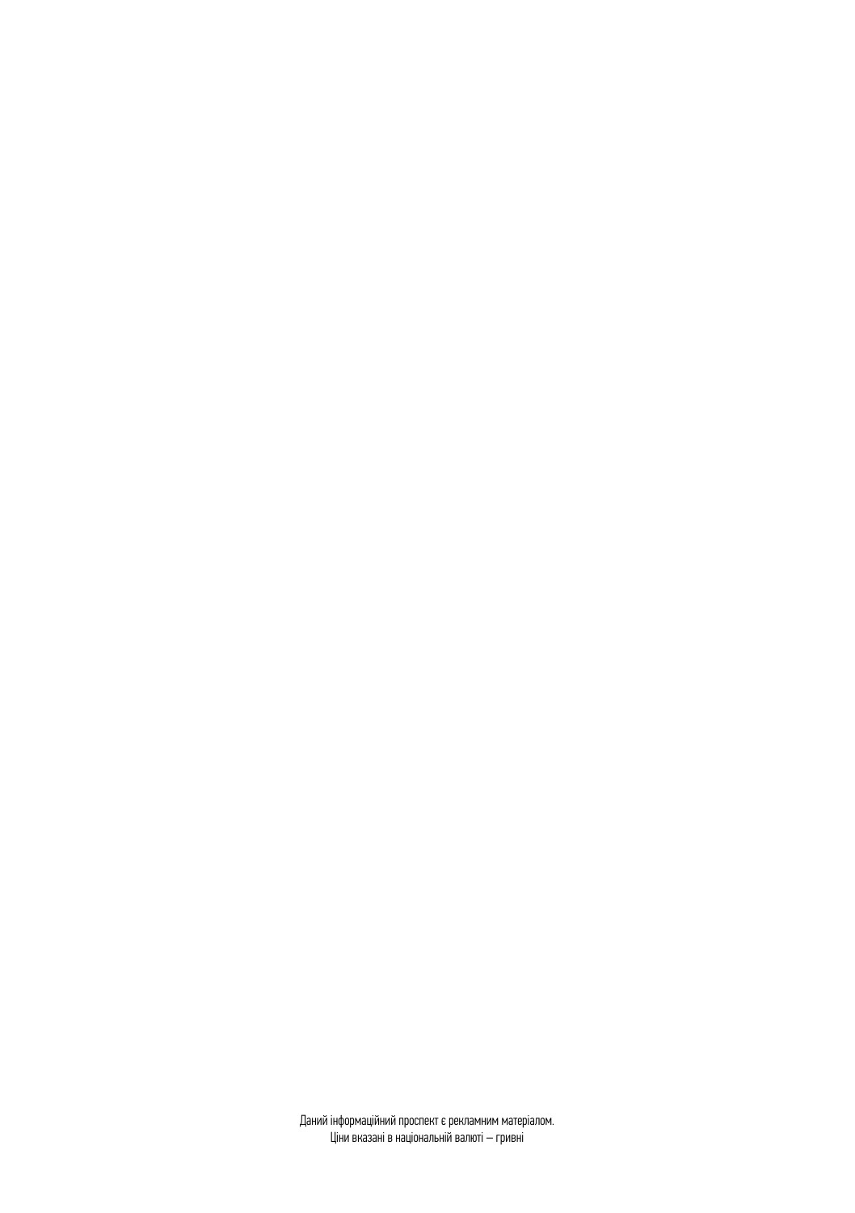Даний інформаційний проспект є рекламним матеріалом.
Ціни вказані в національній валюті — гривні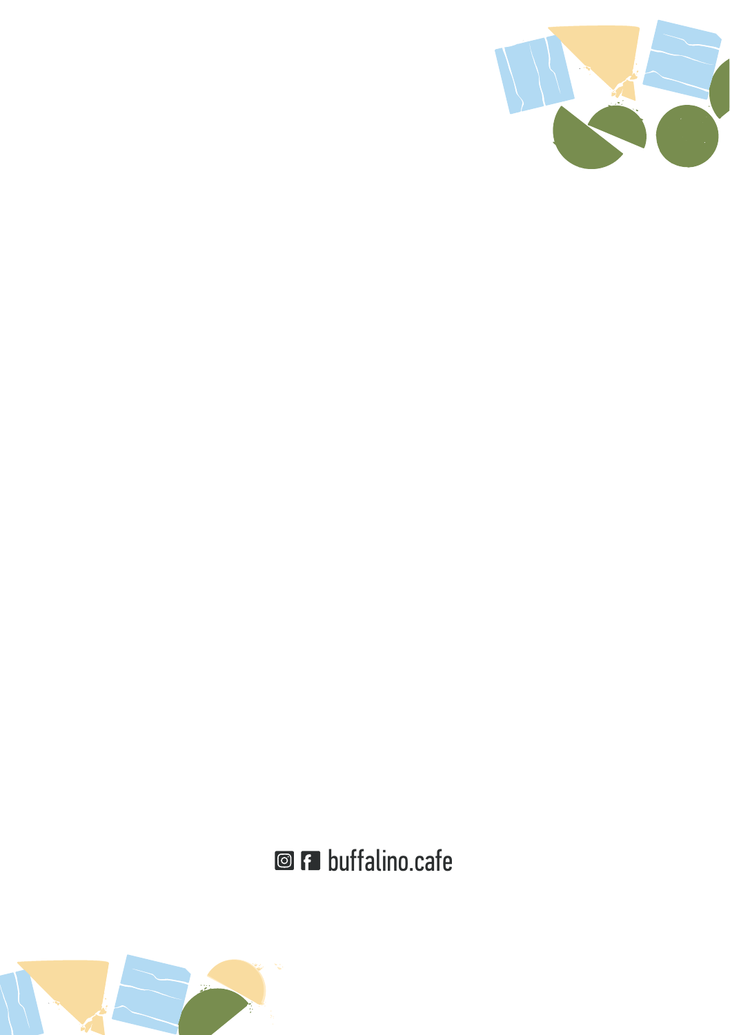buffalino.cafe